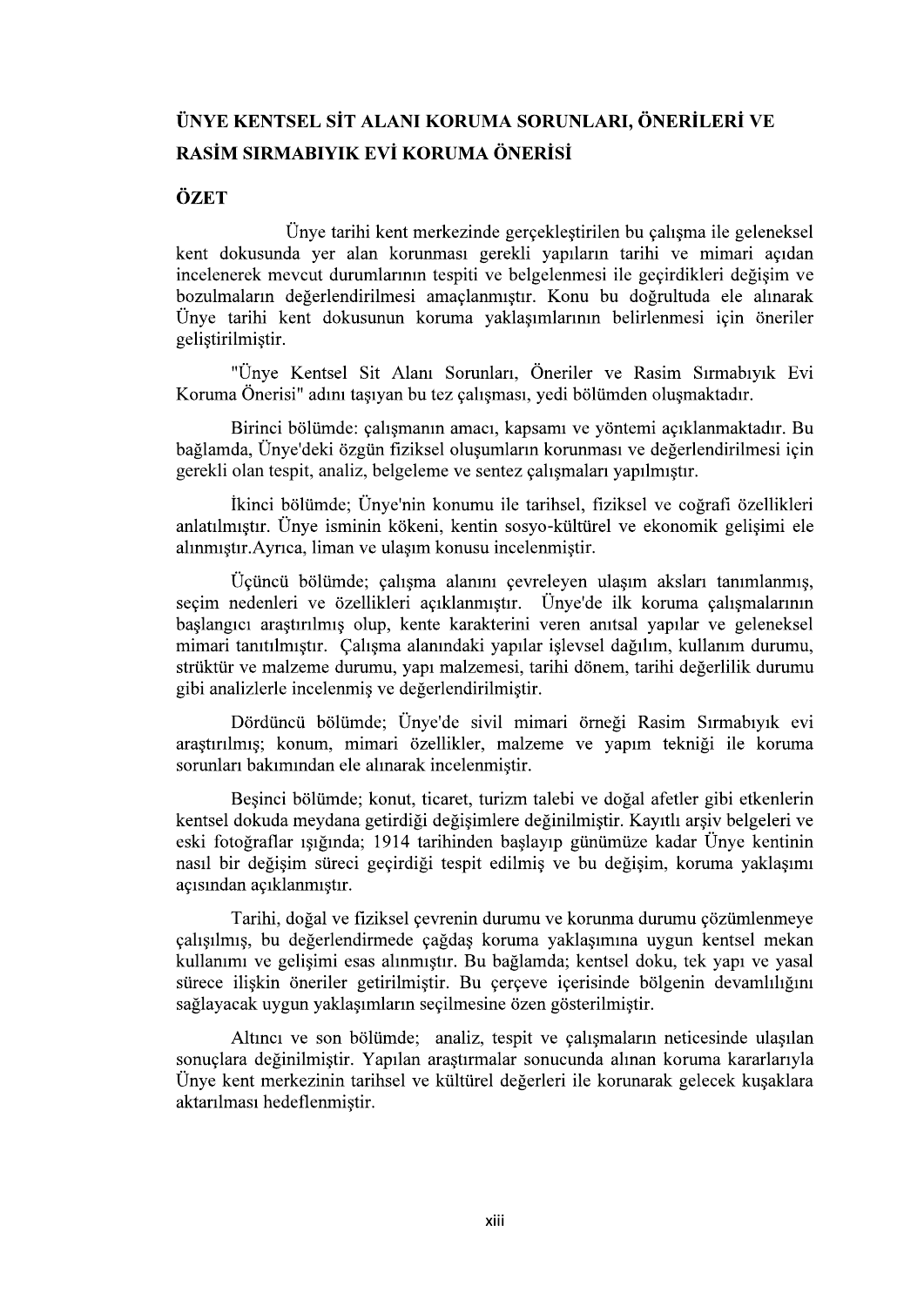# ÜNYE KENTSEL SİT ALANI KORUMA SORUNLARI, ÖNERİLERİ VE RASİM SIRMABIYIK EVİ KORUMA ÖNERİSİ

## ÖZET

Ünye tarihi kent merkezinde gerçekleştirilen bu çalışma ile geleneksel kent dokusunda yer alan korunması gerekli yapıların tarihi ve mimari açıdan incelenerek mevcut durumlarının tespiti ve belgelenmesi ile geçirdikleri değişim ve bozulmaların değerlendirilmesi amaçlanmıştır. Konu bu doğrultuda ele alınarak Ünye tarihi kent dokusunun koruma yaklaşımlarının belirlenmesi için öneriler geliştirilmiştir.

"Ünye Kentsel Sit Alanı Sorunları, Öneriler ve Rasim Sırmabıyık Evi Koruma Önerisi" adını taşıyan bu tez çalışması, yedi bölümden oluşmaktadır.

Birinci bölümde: çalışmanın amacı, kapsamı ve yöntemi açıklanmaktadır. Bu bağlamda, Ünye'deki özgün fiziksel oluşumların korunması ve değerlendirilmesi için gerekli olan tespit, analiz, belgeleme ve sentez çalışmaları yapılmıştır.

İkinci bölümde; Ünye'nin konumu ile tarihsel, fiziksel ve coğrafi özellikleri anlatılmıştır. Ünye isminin kökeni, kentin sosyo-kültürel ve ekonomik gelişimi ele alınmıştır.Ayrıca, liman ve ulaşım konusu incelenmiştir.

Üçüncü bölümde; çalışma alanını çevreleyen ulaşım aksları tanımlanmış, seçim nedenleri ve özellikleri açıklanmıştır. Ünye'de ilk koruma çalışmalarının başlangıcı araştırılmış olup, kente karakterini veren anıtsal yapılar ve geleneksel mimari tanıtılmıştır. Çalışma alanındaki yapılar işlevsel dağılım, kullanım durumu, strüktür ve malzeme durumu, yapı malzemesi, tarihi dönem, tarihi değerlilik durumu gibi analizlerle incelenmiş ve değerlendirilmiştir.

Dördüncü bölümde; Ünye'de sivil mimari örneği Rasim Sırmabıyık evi araştırılmış; konum, mimari özellikler, malzeme ve yapım tekniği ile koruma sorunları bakımından ele alınarak incelenmiştir.

Beşinci bölümde; konut, ticaret, turizm talebi ve doğal afetler gibi etkenlerin kentsel dokuda meydana getirdiği değişimlere değinilmiştir. Kayıtlı arşiv belgeleri ve eski fotoğraflar ışığında; 1914 tarihinden başlayıp günümüze kadar Ünye kentinin nasıl bir değişim süreci geçirdiği tespit edilmiş ve bu değişim, koruma yaklaşımı açısından açıklanmıştır.

Tarihi, doğal ve fiziksel çevrenin durumu ve korunma durumu çözümlenmeye çalışılmış, bu değerlendirmede çağdaş koruma yaklaşımına uygun kentsel mekan kullanımı ve gelişimi esas alınmıştır. Bu bağlamda; kentsel doku, tek yapı ve yasal sürece ilişkin öneriler getirilmiştir. Bu çerçeve içerisinde bölgenin devamlılığını sağlayacak uygun yaklaşımların seçilmesine özen gösterilmiştir.

Altıncı ve son bölümde; analiz, tespit ve çalışmaların neticesinde ulaşılan sonuçlara değinilmiştir. Yapılan araştırmalar sonucunda alınan koruma kararlarıyla Ünye kent merkezinin tarihsel ve kültürel değerleri ile korunarak gelecek kuşaklara aktarılması hedeflenmiştir.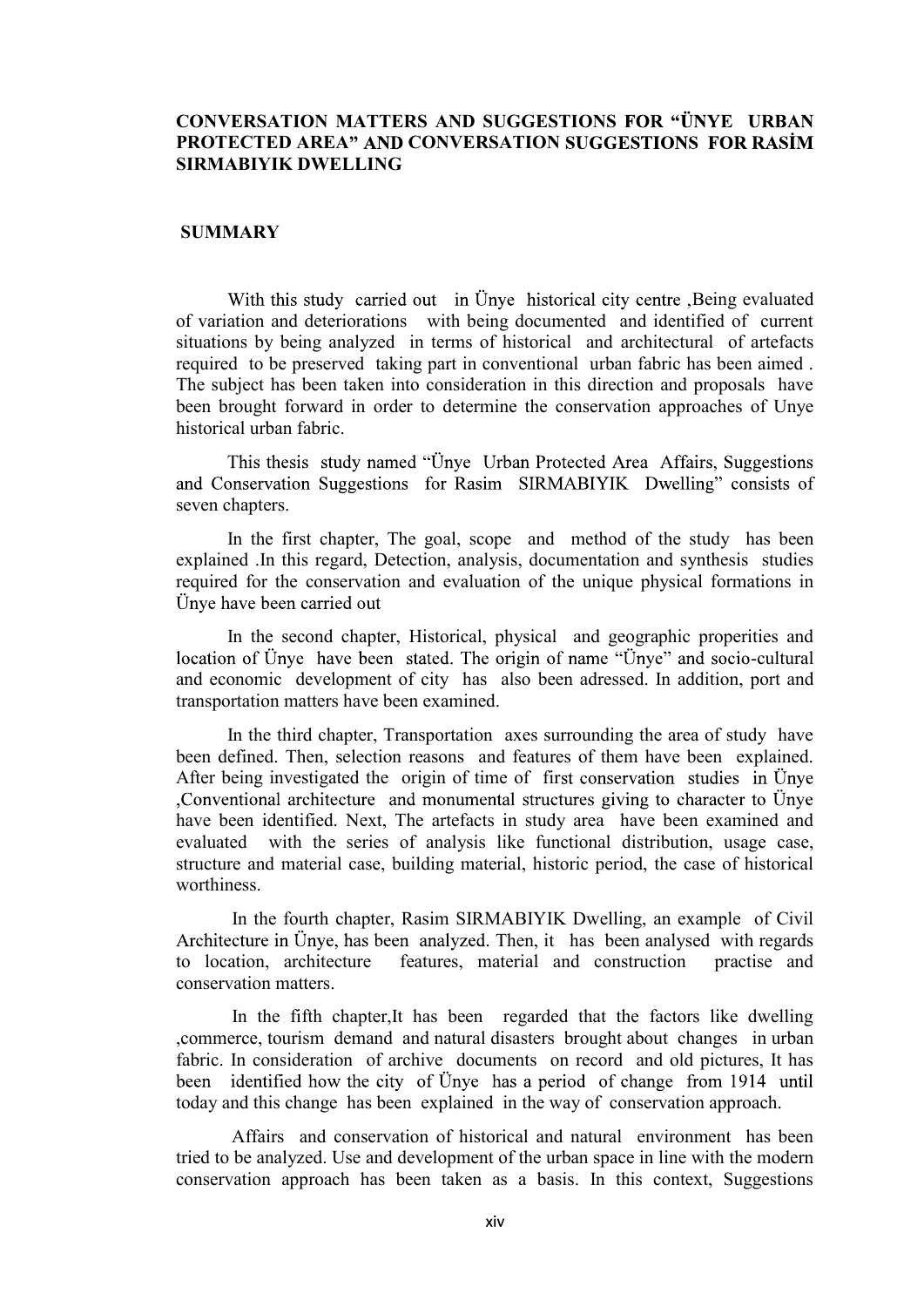**CONVERSATION MATTERS AND SUGGESTIONS FOR "ÜNYE URBAN PROTECTED AREA" AND CONVERSATION SUGGESTIONS FOR RASİM SIRMABIYIK DWELLING**

**SUMMARY**

With this study carried out in Ünye historical city centre ,Being evaluated of variation and deteriorations with being documented and identified of current situations by being analyzed in terms of historical and architectural of artefacts required to be preserved taking part in conventional urban fabric has been aimed . The subject has been taken into consideration in this direction and proposals have been brought forward in order to determine the conservation approaches of Unye historical urban fabric.

This thesis study named "Ünye Urban Protected Area Affairs, Suggestions and Conservation Suggestions for Rasim SIRMABIYIK Dwelling" consists of seven chapters.

In the first chapter, The goal, scope and method of the study has been explained .In this regard, Detection, analysis, documentation and synthesis studies required for the conservation and evaluation of the unique physical formations in Ünye have been carried out

In the second chapter, Historical, physical and geographic properities and location of Ünye have been stated. The origin of name "Ünye" and socio-cultural and economic development of city has also been adressed. In addition, port and transportation matters have been examined.

In the third chapter, Transportation axes surrounding the area of study have been defined. Then, selection reasons and features of them have been explained. After being investigated the origin of time of first conservation studies in Ünye ,Conventional architecture and monumental structures giving to character to Ünye have been identified. Next, The artefacts in study area have been examined and evaluated with the series of analysis like functional distribution, usage case, structure and material case, building material, historic period, the case of historical worthiness.

In the fourth chapter, Rasim SIRMABIYIK Dwelling, an example of Civil Architecture in Ünye, has been analyzed. Then, it has been analysed with regards to location, architecture features, material and construction practise and conservation matters.

In the fifth chapter,It has been regarded that the factors like dwelling ,commerce, tourism demand and natural disasters brought about changes in urban fabric. In consideration of archive documents on record and old pictures, It has been identified how the city of Ünye has a period of change from 1914 until today and this change has been explained in the way of conservation approach.

Affairs and conservation of historical and natural environment has been tried to be analyzed. Use and development of the urban space in line with the modern conservation approach has been taken as a basis. In this context, Suggestions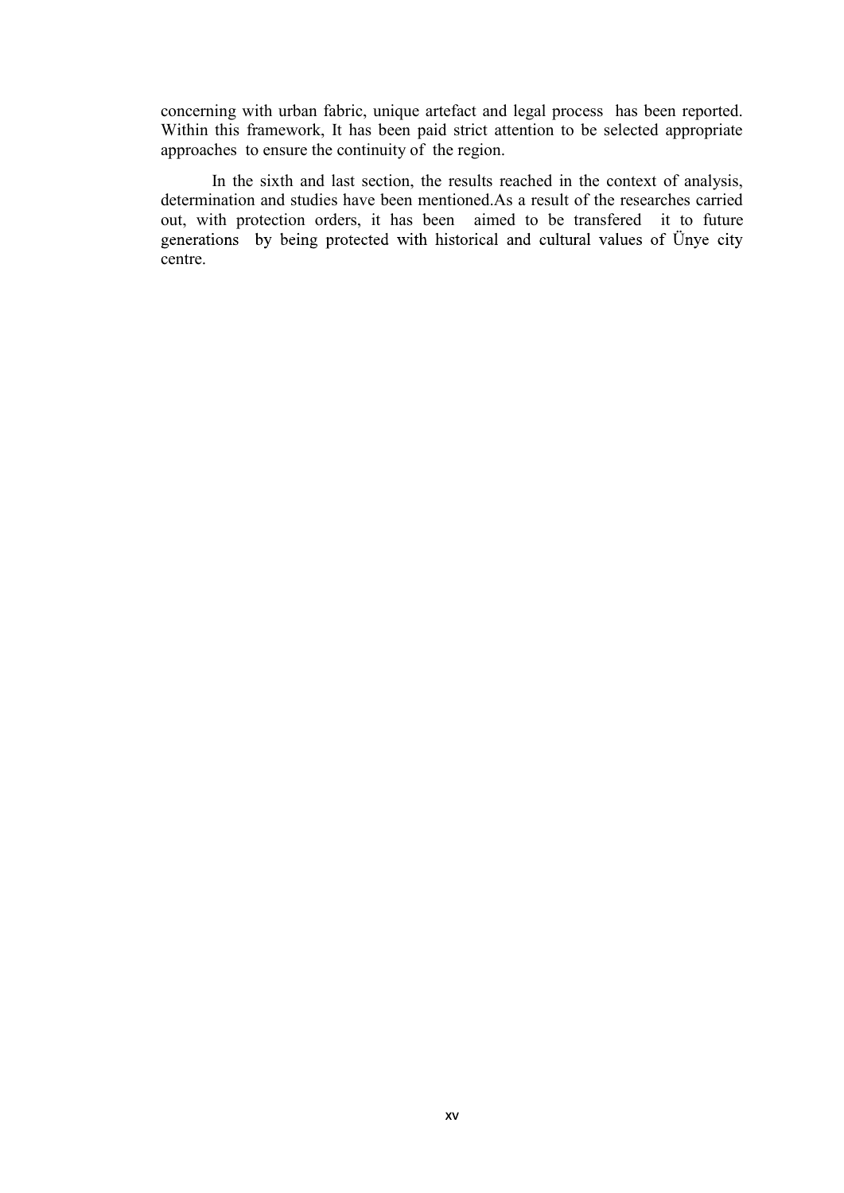concerning with urban fabric, unique artefact and legal process has been reported. Within this framework, It has been paid strict attention to be selected appropriate approaches to ensure the continuity of the region.

In the sixth and last section, the results reached in the context of analysis, determination and studies have been mentioned.As a result of the researches carried out, with protection orders, it has been aimed to be transfered it to future generations by being protected with historical and cultural values of Ünye city centre.